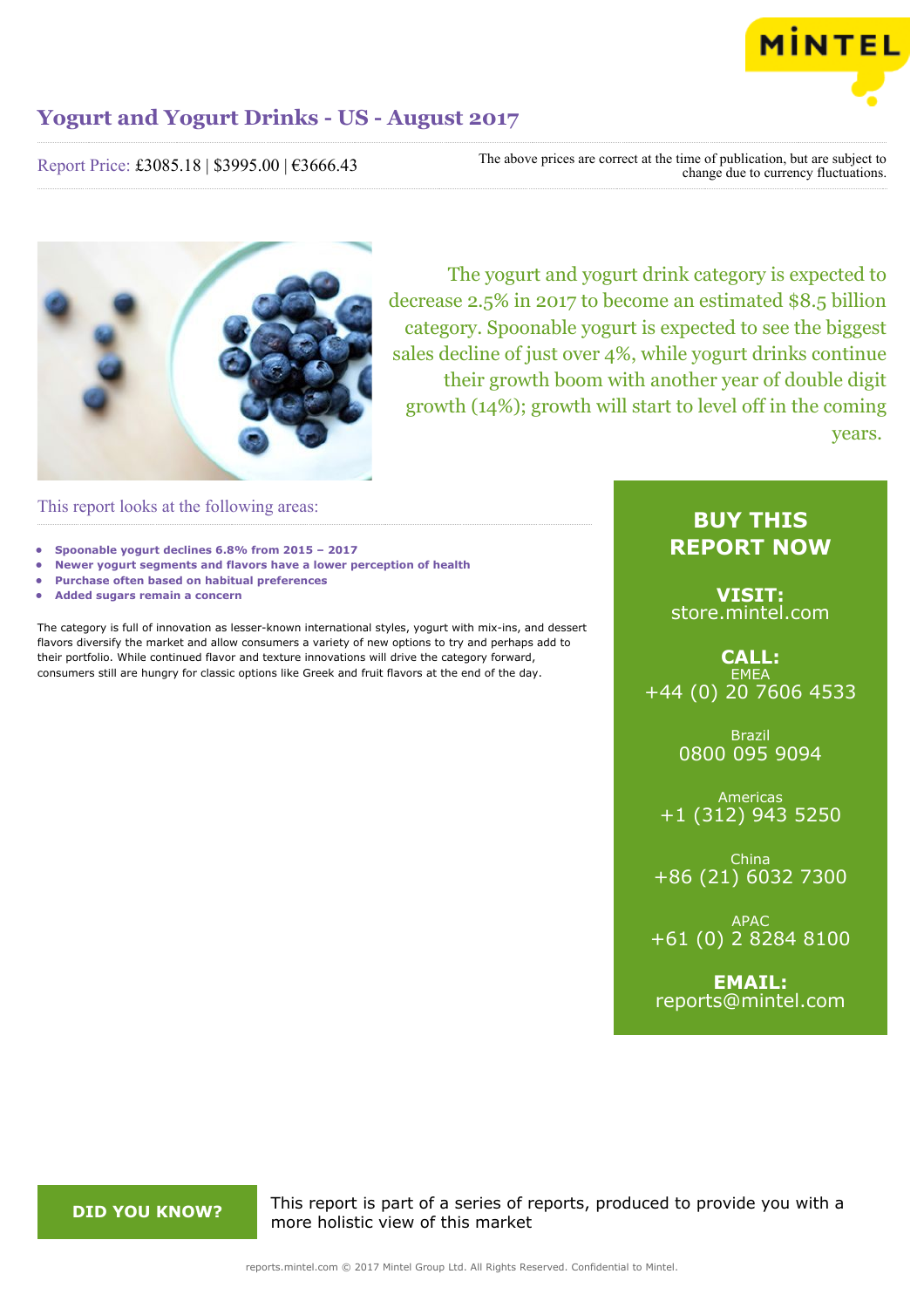# Yogurt and Yogurt Drinks - US - August 2017

Report Price: £3085.18 | $3995.00 | €3666.43

The above prices are correct at the time of publication, but are subject to change due to currency fluctuations.

The yogurt and yogurt drink category is expected to decrease 2.5% in 2017 to become an estimated $8.5 billion category. Spoonable yogurt is expected to see the biggest sales decline of just over 4%, while yogurt drinks continue their growth boom with another year of double digit growth (14%); growth will start to level off in the coming years.

## This report looks at the following areas:

- **Spoonable yogurt declines 6.8% from 2015 – 2017**
- **Newer yogurt segments and flavors have a lower perception of health**
- **Purchase often based on habitual preferences**
- **Added sugars remain a concern**

The category is full of innovation as lesser-known international styles, yogurt with mix-ins, and dessert flavors diversify the market and allow consumers a variety of new options to try and perhaps add to their portfolio. While continued flavor and texture innovations will drive the category forward, consumers still are hungry for classic options like Greek and fruit flavors at the end of the day.

## BUY THIS REPORT NOW

**VISIT:**
store.mintel.com

**CALL:**

EMEA
+44 (0) 20 7606 4533

Brazil
0800 095 9094

Americas
+1 (312) 943 5250

China
+86 (21) 6032 7300

APAC
+61 (0) 2 8284 8100

**EMAIL:**
reports@mintel.com

**DID YOU KNOW?**

This report is part of a series of reports, produced to provide you with a more holistic view of this market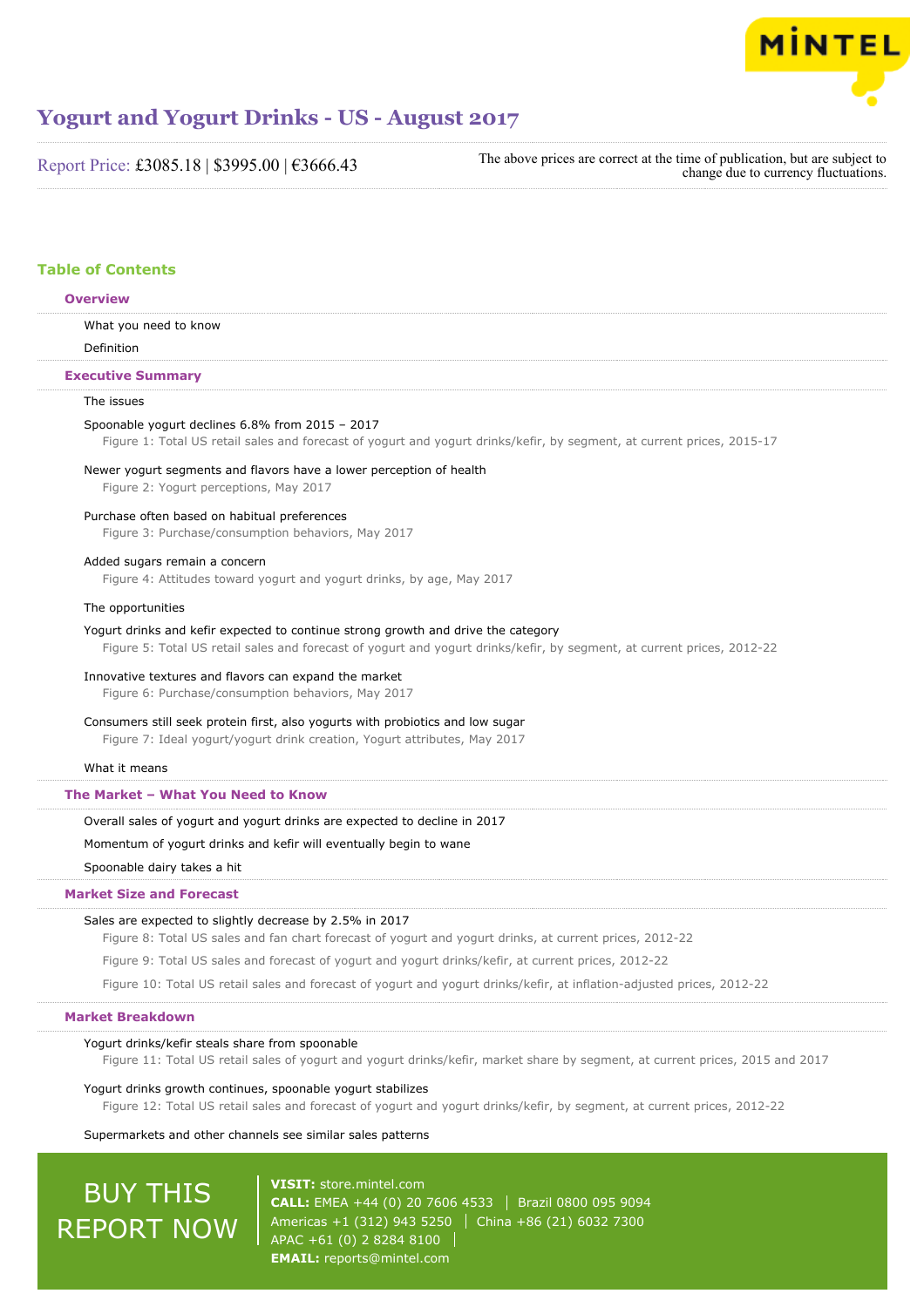# Yogurt and Yogurt Drinks - US - August 2017

Report Price: £3085.18 | $3995.00 | €3666.43

The above prices are correct at the time of publication, but are subject to change due to currency fluctuations.

## Table of Contents

### Overview

What you need to know

Definition

### Executive Summary

The issues

Spoonable yogurt declines 6.8% from 2015 – 2017

Figure 1: Total US retail sales and forecast of yogurt and yogurt drinks/kefir, by segment, at current prices, 2015-17

Newer yogurt segments and flavors have a lower perception of health

Figure 2: Yogurt perceptions, May 2017

Purchase often based on habitual preferences

Figure 3: Purchase/consumption behaviors, May 2017

Added sugars remain a concern

Figure 4: Attitudes toward yogurt and yogurt drinks, by age, May 2017

The opportunities

Yogurt drinks and kefir expected to continue strong growth and drive the category

Figure 5: Total US retail sales and forecast of yogurt and yogurt drinks/kefir, by segment, at current prices, 2012-22

Innovative textures and flavors can expand the market

Figure 6: Purchase/consumption behaviors, May 2017

Consumers still seek protein first, also yogurts with probiotics and low sugar

Figure 7: Ideal yogurt/yogurt drink creation, Yogurt attributes, May 2017

What it means

### The Market – What You Need to Know

Overall sales of yogurt and yogurt drinks are expected to decline in 2017

Momentum of yogurt drinks and kefir will eventually begin to wane

Spoonable dairy takes a hit

### Market Size and Forecast

Sales are expected to slightly decrease by 2.5% in 2017

Figure 8: Total US sales and fan chart forecast of yogurt and yogurt drinks, at current prices, 2012-22

Figure 9: Total US sales and forecast of yogurt and yogurt drinks/kefir, at current prices, 2012-22

Figure 10: Total US retail sales and forecast of yogurt and yogurt drinks/kefir, at inflation-adjusted prices, 2012-22

### Market Breakdown

Yogurt drinks/kefir steals share from spoonable

Figure 11: Total US retail sales of yogurt and yogurt drinks/kefir, market share by segment, at current prices, 2015 and 2017

Yogurt drinks growth continues, spoonable yogurt stabilizes

Figure 12: Total US retail sales and forecast of yogurt and yogurt drinks/kefir, by segment, at current prices, 2012-22

Supermarkets and other channels see similar sales patterns

BUY THIS REPORT NOW

**VISIT:** store.mintel.com
**CALL:** EMEA +44 (0) 20 7606 4533 | Brazil 0800 095 9094
Americas +1 (312) 943 5250 | China +86 (21) 6032 7300
APAC +61 (0) 2 8284 8100
**EMAIL:** reports@mintel.com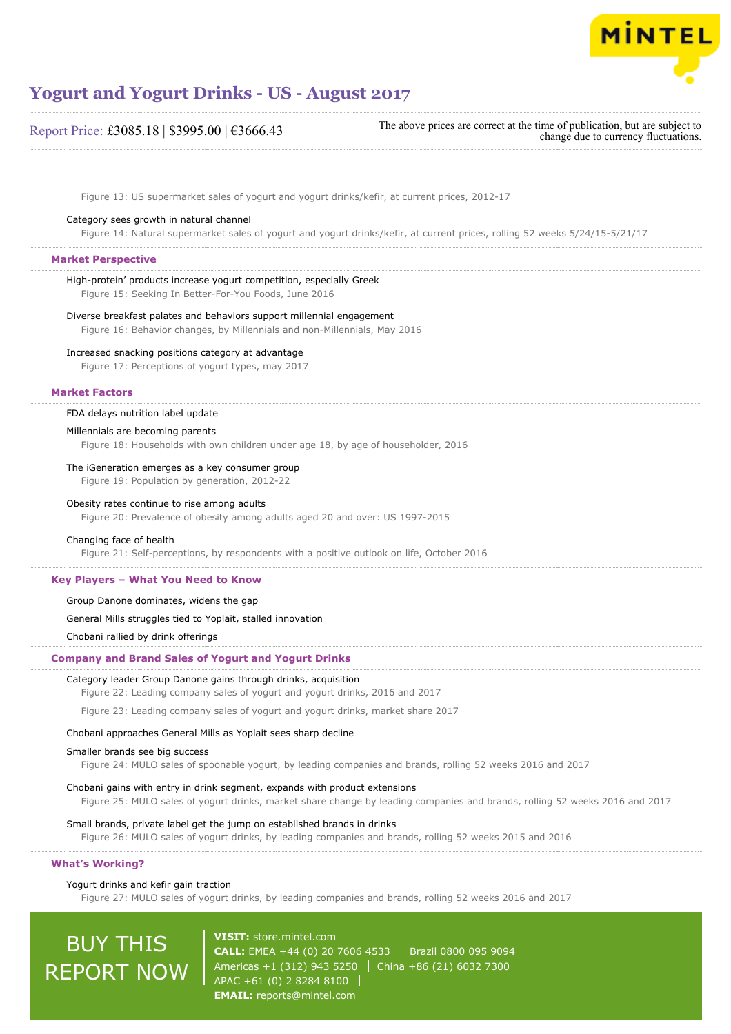Figure 13: US supermarket sales of yogurt and yogurt drinks/kefir, at current prices, 2012-17

Category sees growth in natural channel

Figure 14: Natural supermarket sales of yogurt and yogurt drinks/kefir, at current prices, rolling 52 weeks 5/24/15-5/21/17

## Market Perspective

High-protein' products increase yogurt competition, especially Greek

Figure 15: Seeking In Better-For-You Foods, June 2016

Diverse breakfast palates and behaviors support millennial engagement

Figure 16: Behavior changes, by Millennials and non-Millennials, May 2016

Increased snacking positions category at advantage

Figure 17: Perceptions of yogurt types, may 2017

## Market Factors

FDA delays nutrition label update

Millennials are becoming parents

Figure 18: Households with own children under age 18, by age of householder, 2016

The iGeneration emerges as a key consumer group

Figure 19: Population by generation, 2012-22

Obesity rates continue to rise among adults

Figure 20: Prevalence of obesity among adults aged 20 and over: US 1997-2015

Changing face of health

Figure 21: Self-perceptions, by respondents with a positive outlook on life, October 2016

## Key Players – What You Need to Know

Group Danone dominates, widens the gap

General Mills struggles tied to Yoplait, stalled innovation

Chobani rallied by drink offerings

## Company and Brand Sales of Yogurt and Yogurt Drinks

Category leader Group Danone gains through drinks, acquisition

Figure 22: Leading company sales of yogurt and yogurt drinks, 2016 and 2017

Figure 23: Leading company sales of yogurt and yogurt drinks, market share 2017

Chobani approaches General Mills as Yoplait sees sharp decline

Smaller brands see big success

Figure 24: MULO sales of spoonable yogurt, by leading companies and brands, rolling 52 weeks 2016 and 2017

Chobani gains with entry in drink segment, expands with product extensions

Figure 25: MULO sales of yogurt drinks, market share change by leading companies and brands, rolling 52 weeks 2016 and 2017

Small brands, private label get the jump on established brands in drinks

Figure 26: MULO sales of yogurt drinks, by leading companies and brands, rolling 52 weeks 2015 and 2016

## What's Working?

Yogurt drinks and kefir gain traction

Figure 27: MULO sales of yogurt drinks, by leading companies and brands, rolling 52 weeks 2016 and 2017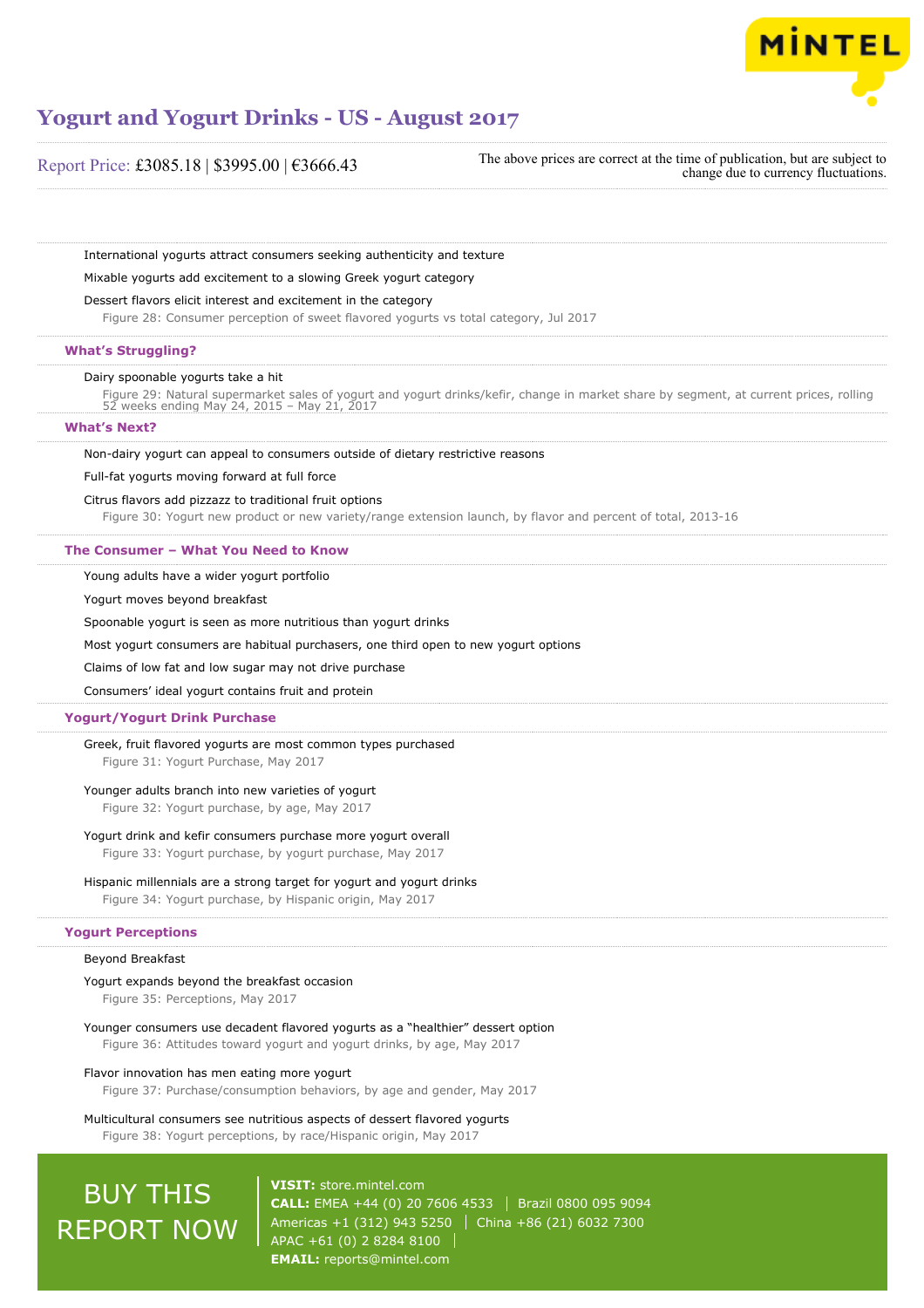International yogurts attract consumers seeking authenticity and texture

Mixable yogurts add excitement to a slowing Greek yogurt category

Dessert flavors elicit interest and excitement in the category

Figure 28: Consumer perception of sweet flavored yogurts vs total category, Jul 2017

## What's Struggling?

Dairy spoonable yogurts take a hit

Figure 29: Natural supermarket sales of yogurt and yogurt drinks/kefir, change in market share by segment, at current prices, rolling 52 weeks ending May 24, 2015 – May 21, 2017

## What's Next?

Non-dairy yogurt can appeal to consumers outside of dietary restrictive reasons

Full-fat yogurts moving forward at full force

Citrus flavors add pizzazz to traditional fruit options

Figure 30: Yogurt new product or new variety/range extension launch, by flavor and percent of total, 2013-16

## The Consumer – What You Need to Know

Young adults have a wider yogurt portfolio

Yogurt moves beyond breakfast

Spoonable yogurt is seen as more nutritious than yogurt drinks

Most yogurt consumers are habitual purchasers, one third open to new yogurt options

Claims of low fat and low sugar may not drive purchase

Consumers' ideal yogurt contains fruit and protein

## Yogurt/Yogurt Drink Purchase

Greek, fruit flavored yogurts are most common types purchased

Figure 31: Yogurt Purchase, May 2017

Younger adults branch into new varieties of yogurt

Figure 32: Yogurt purchase, by age, May 2017

Yogurt drink and kefir consumers purchase more yogurt overall

Figure 33: Yogurt purchase, by yogurt purchase, May 2017

Hispanic millennials are a strong target for yogurt and yogurt drinks

Figure 34: Yogurt purchase, by Hispanic origin, May 2017

## Yogurt Perceptions

Beyond Breakfast

Yogurt expands beyond the breakfast occasion

Figure 35: Perceptions, May 2017

Younger consumers use decadent flavored yogurts as a "healthier" dessert option

Figure 36: Attitudes toward yogurt and yogurt drinks, by age, May 2017

Flavor innovation has men eating more yogurt

Figure 37: Purchase/consumption behaviors, by age and gender, May 2017

Multicultural consumers see nutritious aspects of dessert flavored yogurts

Figure 38: Yogurt perceptions, by race/Hispanic origin, May 2017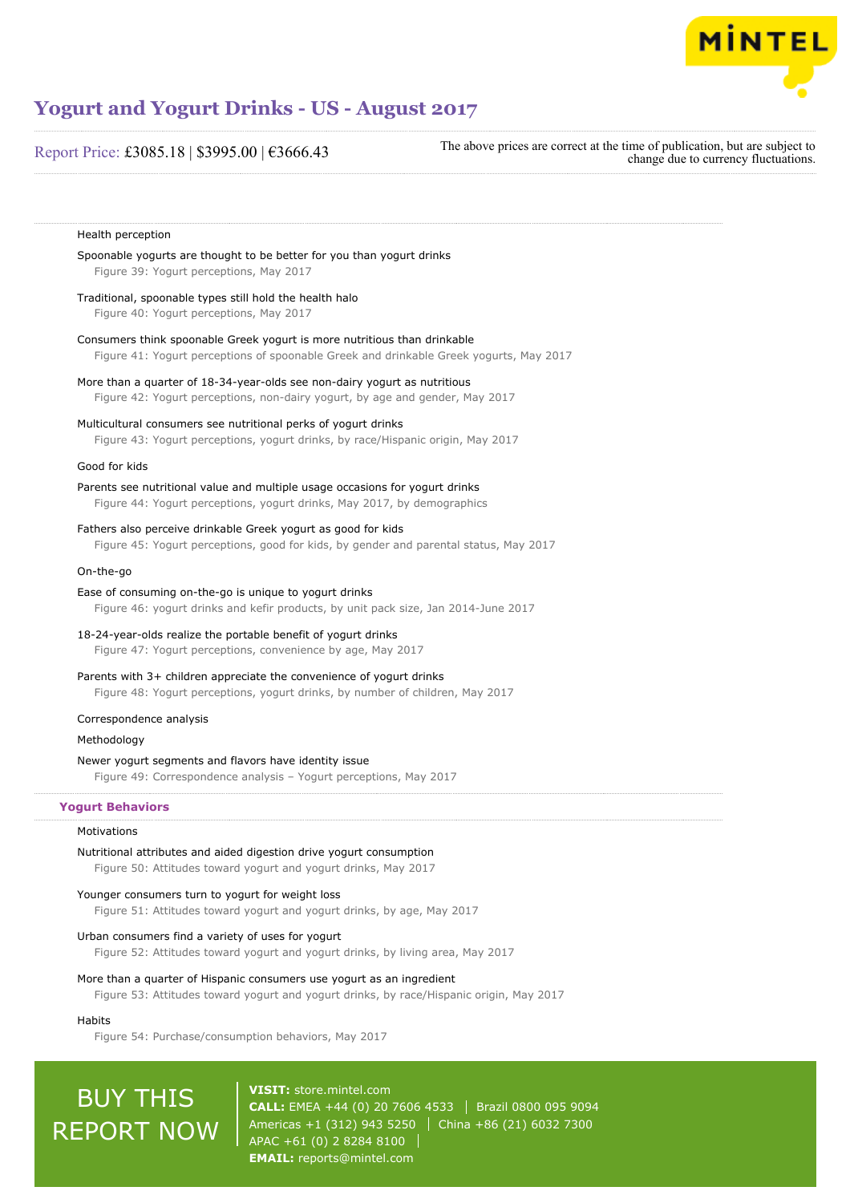Health perception

Spoonable yogurts are thought to be better for you than yogurt drinks

Figure 39: Yogurt perceptions, May 2017

Traditional, spoonable types still hold the health halo

Figure 40: Yogurt perceptions, May 2017

Consumers think spoonable Greek yogurt is more nutritious than drinkable

Figure 41: Yogurt perceptions of spoonable Greek and drinkable Greek yogurts, May 2017

More than a quarter of 18-34-year-olds see non-dairy yogurt as nutritious

Figure 42: Yogurt perceptions, non-dairy yogurt, by age and gender, May 2017

Multicultural consumers see nutritional perks of yogurt drinks

Figure 43: Yogurt perceptions, yogurt drinks, by race/Hispanic origin, May 2017

Good for kids

Parents see nutritional value and multiple usage occasions for yogurt drinks

Figure 44: Yogurt perceptions, yogurt drinks, May 2017, by demographics

Fathers also perceive drinkable Greek yogurt as good for kids

Figure 45: Yogurt perceptions, good for kids, by gender and parental status, May 2017

On-the-go

Ease of consuming on-the-go is unique to yogurt drinks

Figure 46: yogurt drinks and kefir products, by unit pack size, Jan 2014-June 2017

18-24-year-olds realize the portable benefit of yogurt drinks

Figure 47: Yogurt perceptions, convenience by age, May 2017

Parents with 3+ children appreciate the convenience of yogurt drinks

Figure 48: Yogurt perceptions, yogurt drinks, by number of children, May 2017

Correspondence analysis

Methodology

Newer yogurt segments and flavors have identity issue

Figure 49: Correspondence analysis – Yogurt perceptions, May 2017

## Yogurt Behaviors

Motivations

Nutritional attributes and aided digestion drive yogurt consumption

Figure 50: Attitudes toward yogurt and yogurt drinks, May 2017

Younger consumers turn to yogurt for weight loss

Figure 51: Attitudes toward yogurt and yogurt drinks, by age, May 2017

Urban consumers find a variety of uses for yogurt

Figure 52: Attitudes toward yogurt and yogurt drinks, by living area, May 2017

More than a quarter of Hispanic consumers use yogurt as an ingredient

Figure 53: Attitudes toward yogurt and yogurt drinks, by race/Hispanic origin, May 2017

Habits

Figure 54: Purchase/consumption behaviors, May 2017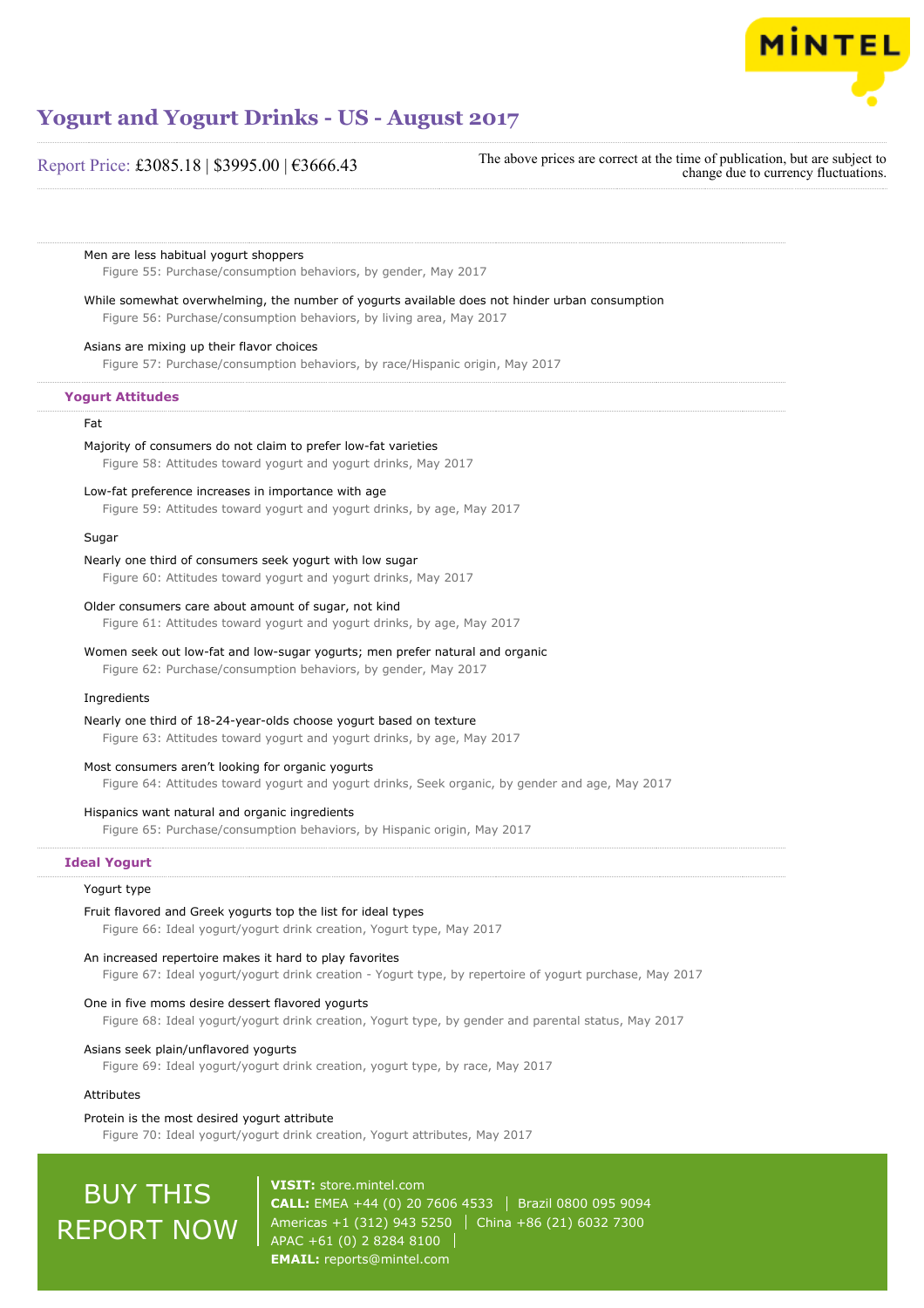Men are less habitual yogurt shoppers

Figure 55: Purchase/consumption behaviors, by gender, May 2017

While somewhat overwhelming, the number of yogurts available does not hinder urban consumption

Figure 56: Purchase/consumption behaviors, by living area, May 2017

Asians are mixing up their flavor choices

Figure 57: Purchase/consumption behaviors, by race/Hispanic origin, May 2017

## Yogurt Attitudes

### Fat

Majority of consumers do not claim to prefer low-fat varieties

Figure 58: Attitudes toward yogurt and yogurt drinks, May 2017

Low-fat preference increases in importance with age

Figure 59: Attitudes toward yogurt and yogurt drinks, by age, May 2017

### Sugar

Nearly one third of consumers seek yogurt with low sugar

Figure 60: Attitudes toward yogurt and yogurt drinks, May 2017

Older consumers care about amount of sugar, not kind

Figure 61: Attitudes toward yogurt and yogurt drinks, by age, May 2017

Women seek out low-fat and low-sugar yogurts; men prefer natural and organic

Figure 62: Purchase/consumption behaviors, by gender, May 2017

### Ingredients

Nearly one third of 18-24-year-olds choose yogurt based on texture

Figure 63: Attitudes toward yogurt and yogurt drinks, by age, May 2017

Most consumers aren't looking for organic yogurts

Figure 64: Attitudes toward yogurt and yogurt drinks, Seek organic, by gender and age, May 2017

Hispanics want natural and organic ingredients

Figure 65: Purchase/consumption behaviors, by Hispanic origin, May 2017

## Ideal Yogurt

### Yogurt type

Fruit flavored and Greek yogurts top the list for ideal types

Figure 66: Ideal yogurt/yogurt drink creation, Yogurt type, May 2017

An increased repertoire makes it hard to play favorites

Figure 67: Ideal yogurt/yogurt drink creation - Yogurt type, by repertoire of yogurt purchase, May 2017

One in five moms desire dessert flavored yogurts

Figure 68: Ideal yogurt/yogurt drink creation, Yogurt type, by gender and parental status, May 2017

Asians seek plain/unflavored yogurts

Figure 69: Ideal yogurt/yogurt drink creation, yogurt type, by race, May 2017

### Attributes

Protein is the most desired yogurt attribute

Figure 70: Ideal yogurt/yogurt drink creation, Yogurt attributes, May 2017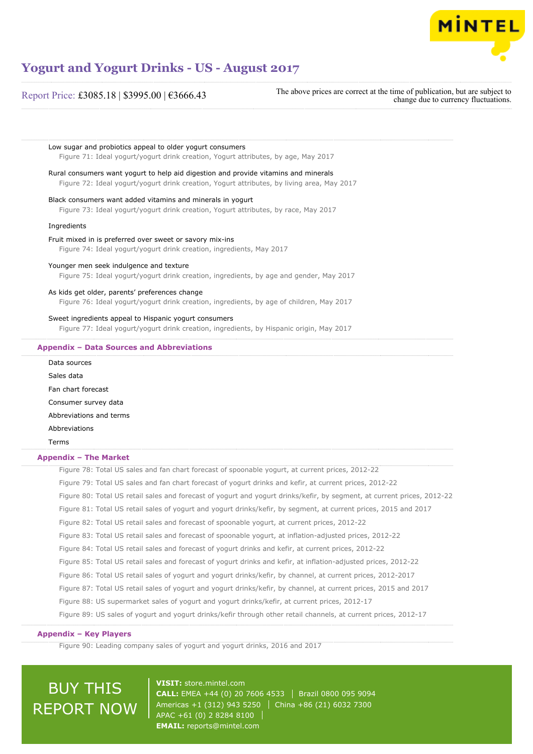Low sugar and probiotics appeal to older yogurt consumers

Figure 71: Ideal yogurt/yogurt drink creation, Yogurt attributes, by age, May 2017

Rural consumers want yogurt to help aid digestion and provide vitamins and minerals

Figure 72: Ideal yogurt/yogurt drink creation, Yogurt attributes, by living area, May 2017

Black consumers want added vitamins and minerals in yogurt

Figure 73: Ideal yogurt/yogurt drink creation, Yogurt attributes, by race, May 2017

Ingredients

Fruit mixed in is preferred over sweet or savory mix-ins

Figure 74: Ideal yogurt/yogurt drink creation, ingredients, May 2017

Younger men seek indulgence and texture

Figure 75: Ideal yogurt/yogurt drink creation, ingredients, by age and gender, May 2017

As kids get older, parents' preferences change

Figure 76: Ideal yogurt/yogurt drink creation, ingredients, by age of children, May 2017

Sweet ingredients appeal to Hispanic yogurt consumers

Figure 77: Ideal yogurt/yogurt drink creation, ingredients, by Hispanic origin, May 2017

## Appendix – Data Sources and Abbreviations

Data sources

Sales data

Fan chart forecast

Consumer survey data

Abbreviations and terms

Abbreviations

Terms

## Appendix – The Market

Figure 78: Total US sales and fan chart forecast of spoonable yogurt, at current prices, 2012-22

Figure 79: Total US sales and fan chart forecast of yogurt drinks and kefir, at current prices, 2012-22

Figure 80: Total US retail sales and forecast of yogurt and yogurt drinks/kefir, by segment, at current prices, 2012-22

Figure 81: Total US retail sales of yogurt and yogurt drinks/kefir, by segment, at current prices, 2015 and 2017

Figure 82: Total US retail sales and forecast of spoonable yogurt, at current prices, 2012-22

Figure 83: Total US retail sales and forecast of spoonable yogurt, at inflation-adjusted prices, 2012-22

Figure 84: Total US retail sales and forecast of yogurt drinks and kefir, at current prices, 2012-22

Figure 85: Total US retail sales and forecast of yogurt drinks and kefir, at inflation-adjusted prices, 2012-22

Figure 86: Total US retail sales of yogurt and yogurt drinks/kefir, by channel, at current prices, 2012-2017

Figure 87: Total US retail sales of yogurt and yogurt drinks/kefir, by channel, at current prices, 2015 and 2017

Figure 88: US supermarket sales of yogurt and yogurt drinks/kefir, at current prices, 2012-17

Figure 89: US sales of yogurt and yogurt drinks/kefir through other retail channels, at current prices, 2012-17

## Appendix – Key Players

Figure 90: Leading company sales of yogurt and yogurt drinks, 2016 and 2017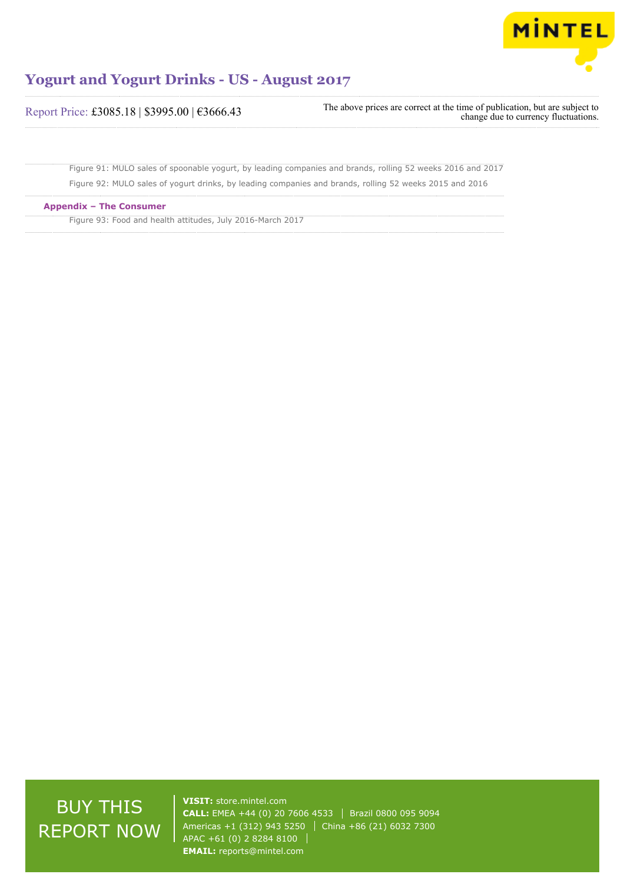Figure 91: MULO sales of spoonable yogurt, by leading companies and brands, rolling 52 weeks 2016 and 2017

Figure 92: MULO sales of yogurt drinks, by leading companies and brands, rolling 52 weeks 2015 and 2016

**Appendix – The Consumer**

Figure 93: Food and health attitudes, July 2016-March 2017